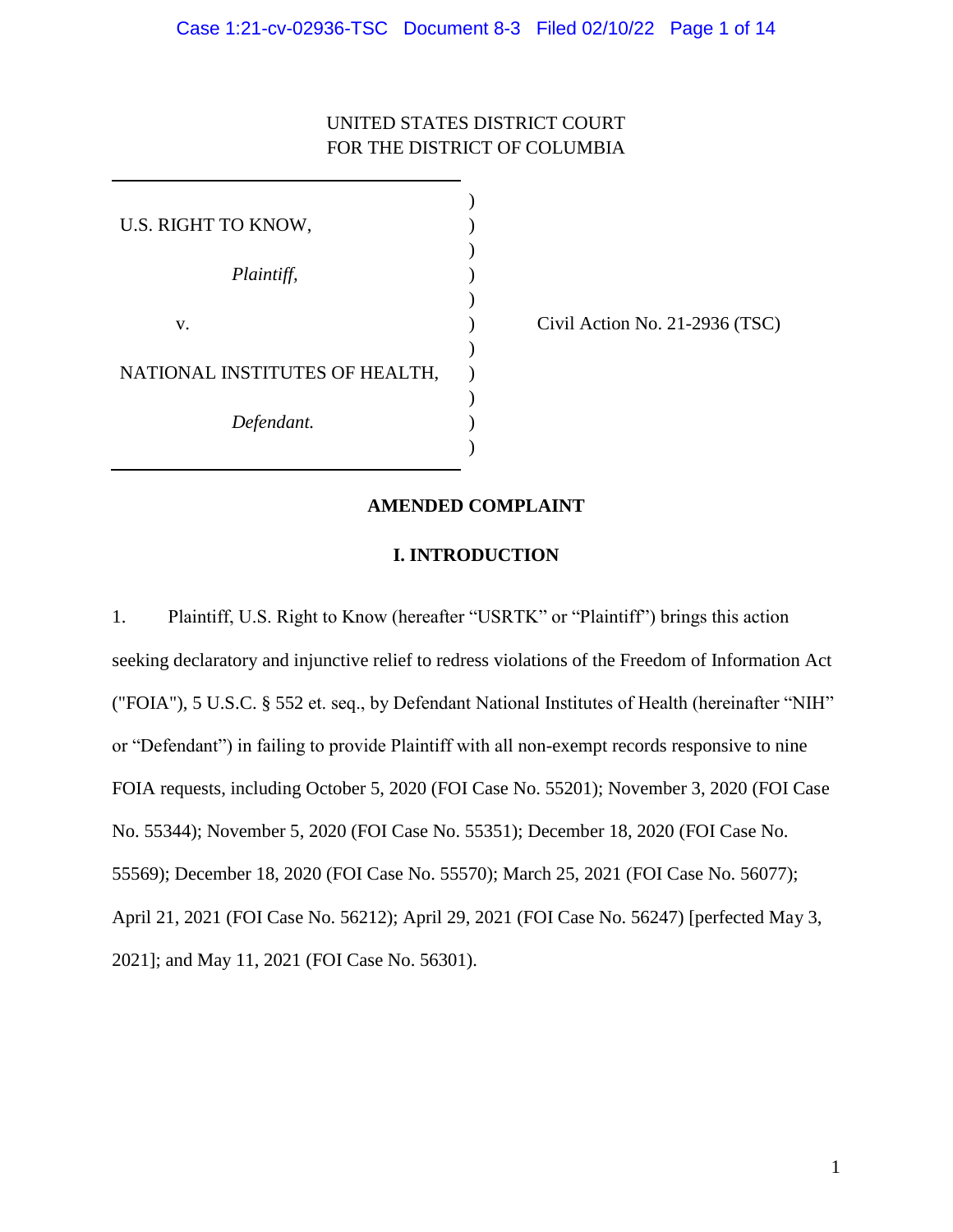UNITED STATES DISTRICT COURT
FOR THE DISTRICT OF COLUMBIA

| | | |
|---|---|---|
| U.S. RIGHT TO KNOW, | ) | |
| *Plaintiff,* | ) | |
| v. | ) | Civil Action No. 21-2936 (TSC) |
| NATIONAL INSTITUTES OF HEALTH, | ) | |
| *Defendant.* | ) | |

**AMENDED COMPLAINT**

**I. INTRODUCTION**

1. Plaintiff, U.S. Right to Know (hereafter "USRTK" or "Plaintiff") brings this action seeking declaratory and injunctive relief to redress violations of the Freedom of Information Act ("FOIA"), 5 U.S.C. § 552 et. seq., by Defendant National Institutes of Health (hereinafter "NIH" or "Defendant") in failing to provide Plaintiff with all non-exempt records responsive to nine FOIA requests, including October 5, 2020 (FOI Case No. 55201); November 3, 2020 (FOI Case No. 55344); November 5, 2020 (FOI Case No. 55351); December 18, 2020 (FOI Case No. 55569); December 18, 2020 (FOI Case No. 55570); March 25, 2021 (FOI Case No. 56077); April 21, 2021 (FOI Case No. 56212); April 29, 2021 (FOI Case No. 56247) [perfected May 3, 2021]; and May 11, 2021 (FOI Case No. 56301).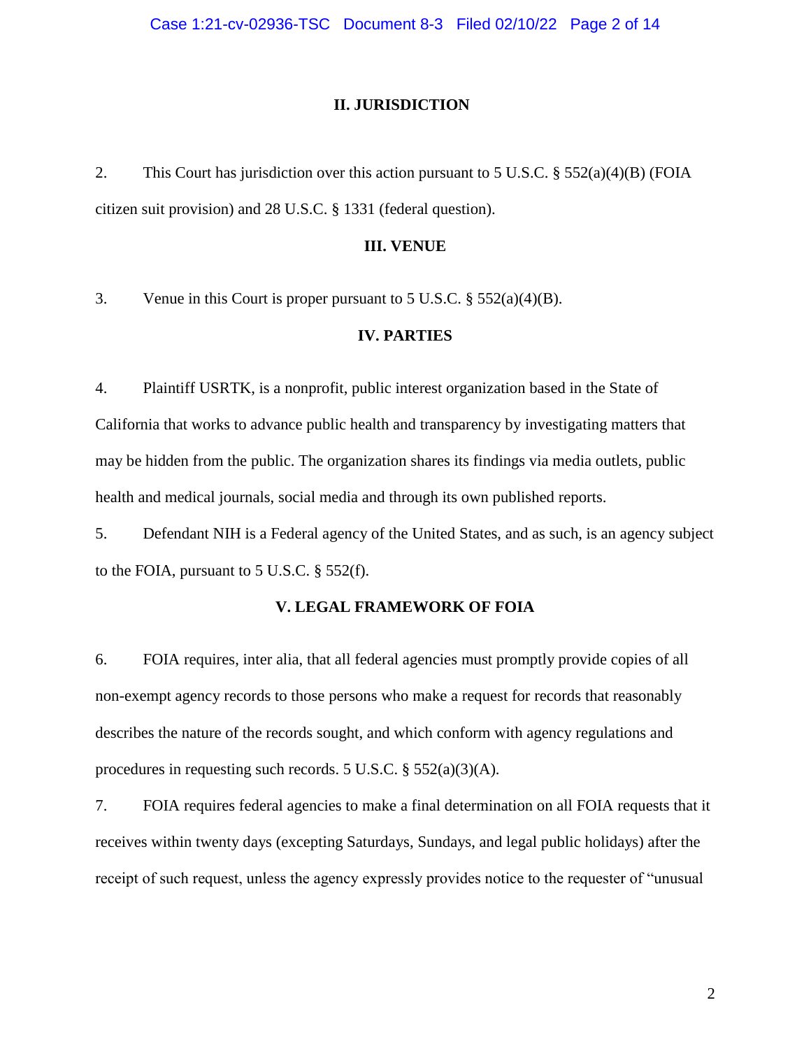## II. JURISDICTION

2. This Court has jurisdiction over this action pursuant to 5 U.S.C. § 552(a)(4)(B) (FOIA citizen suit provision) and 28 U.S.C. § 1331 (federal question).

## III. VENUE

3. Venue in this Court is proper pursuant to 5 U.S.C. § 552(a)(4)(B).

## IV. PARTIES

4. Plaintiff USRTK, is a nonprofit, public interest organization based in the State of California that works to advance public health and transparency by investigating matters that may be hidden from the public. The organization shares its findings via media outlets, public health and medical journals, social media and through its own published reports.

5. Defendant NIH is a Federal agency of the United States, and as such, is an agency subject to the FOIA, pursuant to 5 U.S.C. § 552(f).

## V. LEGAL FRAMEWORK OF FOIA

6. FOIA requires, inter alia, that all federal agencies must promptly provide copies of all non-exempt agency records to those persons who make a request for records that reasonably describes the nature of the records sought, and which conform with agency regulations and procedures in requesting such records. 5 U.S.C. § 552(a)(3)(A).

7. FOIA requires federal agencies to make a final determination on all FOIA requests that it receives within twenty days (excepting Saturdays, Sundays, and legal public holidays) after the receipt of such request, unless the agency expressly provides notice to the requester of "unusual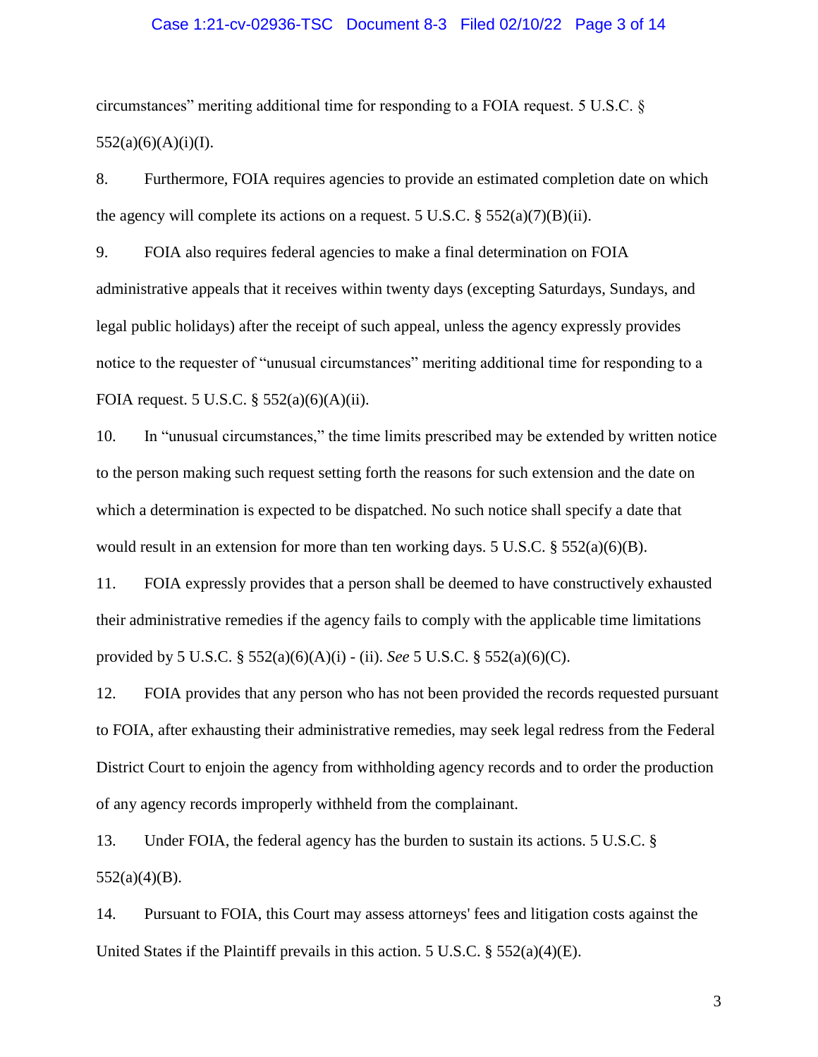circumstances" meriting additional time for responding to a FOIA request. 5 U.S.C. § 552(a)(6)(A)(i)(I).

8. Furthermore, FOIA requires agencies to provide an estimated completion date on which the agency will complete its actions on a request. 5 U.S.C. § 552(a)(7)(B)(ii).

9. FOIA also requires federal agencies to make a final determination on FOIA administrative appeals that it receives within twenty days (excepting Saturdays, Sundays, and legal public holidays) after the receipt of such appeal, unless the agency expressly provides notice to the requester of "unusual circumstances" meriting additional time for responding to a FOIA request. 5 U.S.C. § 552(a)(6)(A)(ii).

10. In "unusual circumstances," the time limits prescribed may be extended by written notice to the person making such request setting forth the reasons for such extension and the date on which a determination is expected to be dispatched. No such notice shall specify a date that would result in an extension for more than ten working days. 5 U.S.C. § 552(a)(6)(B).

11. FOIA expressly provides that a person shall be deemed to have constructively exhausted their administrative remedies if the agency fails to comply with the applicable time limitations provided by 5 U.S.C. § 552(a)(6)(A)(i) - (ii). *See* 5 U.S.C. § 552(a)(6)(C).

12. FOIA provides that any person who has not been provided the records requested pursuant to FOIA, after exhausting their administrative remedies, may seek legal redress from the Federal District Court to enjoin the agency from withholding agency records and to order the production of any agency records improperly withheld from the complainant.

13. Under FOIA, the federal agency has the burden to sustain its actions. 5 U.S.C. § 552(a)(4)(B).

14. Pursuant to FOIA, this Court may assess attorneys' fees and litigation costs against the United States if the Plaintiff prevails in this action. 5 U.S.C. § 552(a)(4)(E).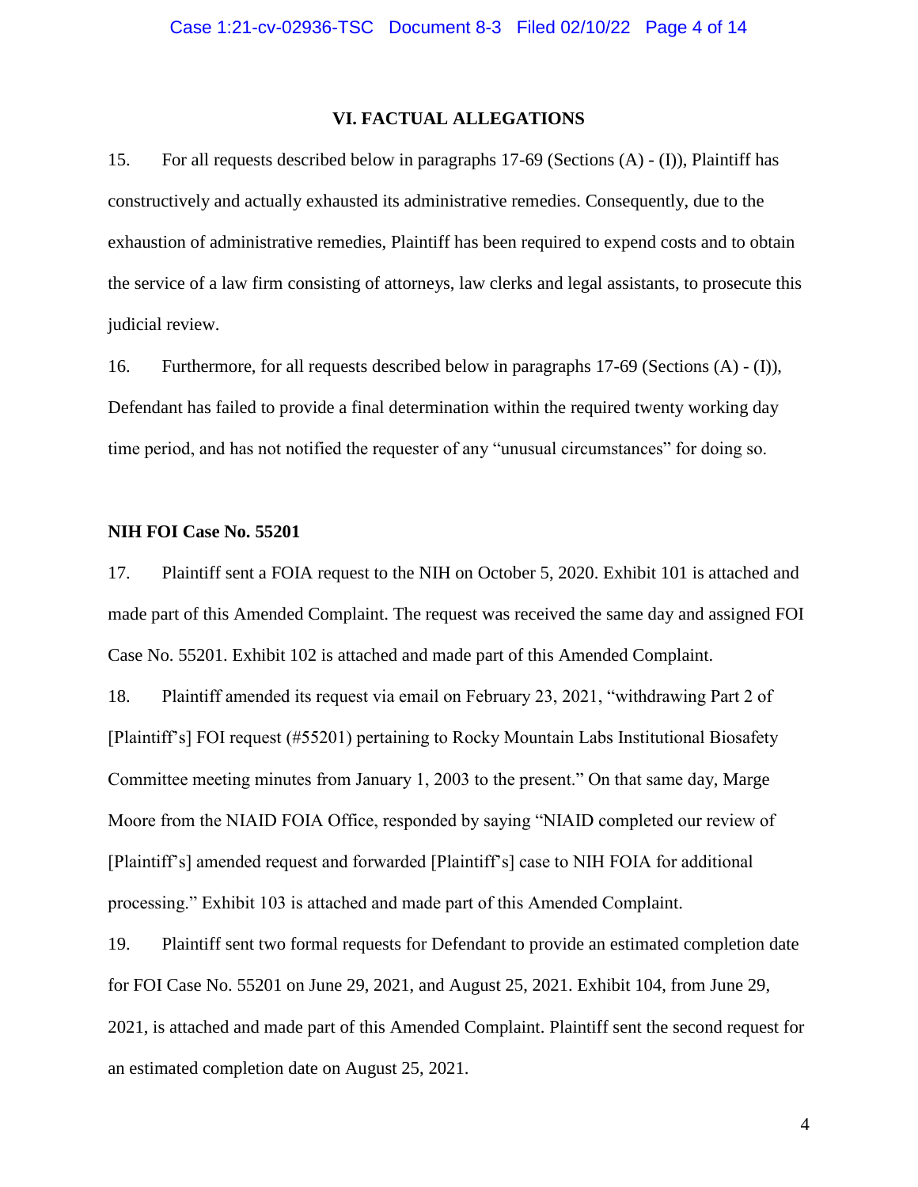## VI. FACTUAL ALLEGATIONS

15. For all requests described below in paragraphs 17-69 (Sections (A) - (I)), Plaintiff has constructively and actually exhausted its administrative remedies. Consequently, due to the exhaustion of administrative remedies, Plaintiff has been required to expend costs and to obtain the service of a law firm consisting of attorneys, law clerks and legal assistants, to prosecute this judicial review.

16. Furthermore, for all requests described below in paragraphs 17-69 (Sections (A) - (I)), Defendant has failed to provide a final determination within the required twenty working day time period, and has not notified the requester of any "unusual circumstances" for doing so.

**NIH FOI Case No. 55201**

17. Plaintiff sent a FOIA request to the NIH on October 5, 2020. Exhibit 101 is attached and made part of this Amended Complaint. The request was received the same day and assigned FOI Case No. 55201. Exhibit 102 is attached and made part of this Amended Complaint.

18. Plaintiff amended its request via email on February 23, 2021, "withdrawing Part 2 of [Plaintiff's] FOI request (#55201) pertaining to Rocky Mountain Labs Institutional Biosafety Committee meeting minutes from January 1, 2003 to the present." On that same day, Marge Moore from the NIAID FOIA Office, responded by saying "NIAID completed our review of [Plaintiff's] amended request and forwarded [Plaintiff's] case to NIH FOIA for additional processing." Exhibit 103 is attached and made part of this Amended Complaint.

19. Plaintiff sent two formal requests for Defendant to provide an estimated completion date for FOI Case No. 55201 on June 29, 2021, and August 25, 2021. Exhibit 104, from June 29, 2021, is attached and made part of this Amended Complaint. Plaintiff sent the second request for an estimated completion date on August 25, 2021.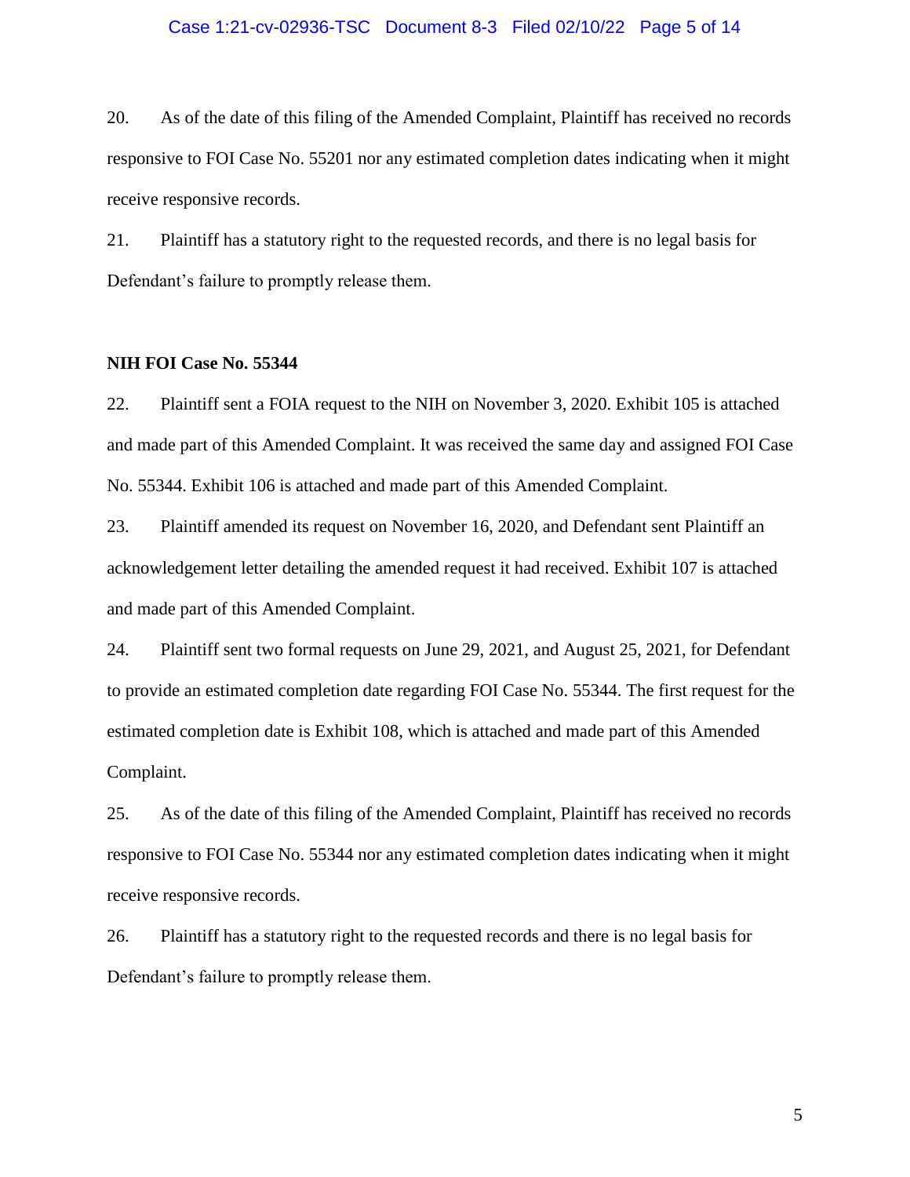20. As of the date of this filing of the Amended Complaint, Plaintiff has received no records responsive to FOI Case No. 55201 nor any estimated completion dates indicating when it might receive responsive records.

21. Plaintiff has a statutory right to the requested records, and there is no legal basis for Defendant's failure to promptly release them.

**NIH FOI Case No. 55344**

22. Plaintiff sent a FOIA request to the NIH on November 3, 2020. Exhibit 105 is attached and made part of this Amended Complaint. It was received the same day and assigned FOI Case No. 55344. Exhibit 106 is attached and made part of this Amended Complaint.

23. Plaintiff amended its request on November 16, 2020, and Defendant sent Plaintiff an acknowledgement letter detailing the amended request it had received. Exhibit 107 is attached and made part of this Amended Complaint.

24. Plaintiff sent two formal requests on June 29, 2021, and August 25, 2021, for Defendant to provide an estimated completion date regarding FOI Case No. 55344. The first request for the estimated completion date is Exhibit 108, which is attached and made part of this Amended Complaint.

25. As of the date of this filing of the Amended Complaint, Plaintiff has received no records responsive to FOI Case No. 55344 nor any estimated completion dates indicating when it might receive responsive records.

26. Plaintiff has a statutory right to the requested records and there is no legal basis for Defendant's failure to promptly release them.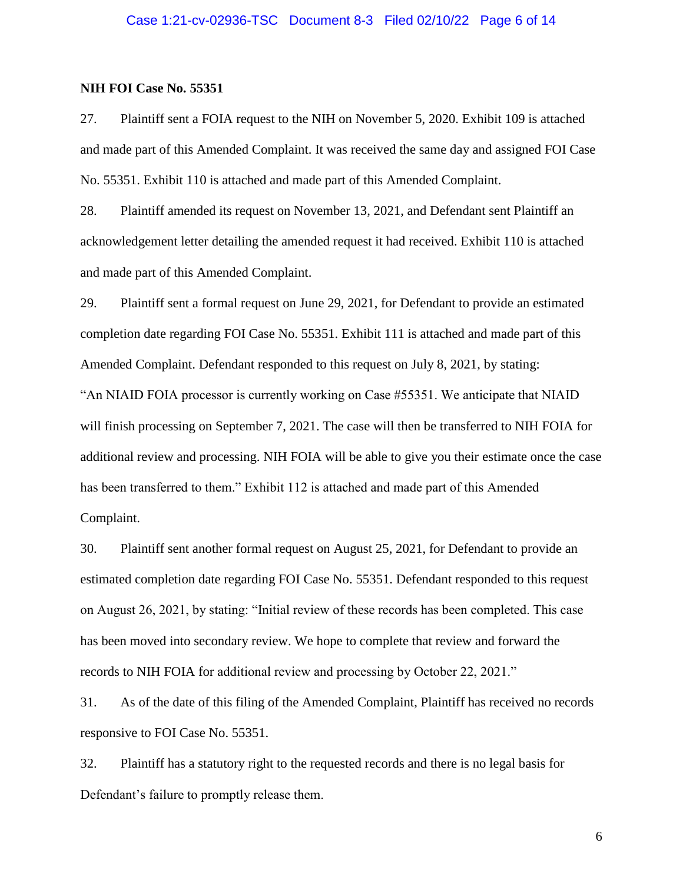**NIH FOI Case No. 55351**

27. Plaintiff sent a FOIA request to the NIH on November 5, 2020. Exhibit 109 is attached and made part of this Amended Complaint. It was received the same day and assigned FOI Case No. 55351. Exhibit 110 is attached and made part of this Amended Complaint.

28. Plaintiff amended its request on November 13, 2021, and Defendant sent Plaintiff an acknowledgement letter detailing the amended request it had received. Exhibit 110 is attached and made part of this Amended Complaint.

29. Plaintiff sent a formal request on June 29, 2021, for Defendant to provide an estimated completion date regarding FOI Case No. 55351. Exhibit 111 is attached and made part of this Amended Complaint. Defendant responded to this request on July 8, 2021, by stating: "An NIAID FOIA processor is currently working on Case #55351. We anticipate that NIAID will finish processing on September 7, 2021. The case will then be transferred to NIH FOIA for additional review and processing. NIH FOIA will be able to give you their estimate once the case has been transferred to them." Exhibit 112 is attached and made part of this Amended Complaint.

30. Plaintiff sent another formal request on August 25, 2021, for Defendant to provide an estimated completion date regarding FOI Case No. 55351. Defendant responded to this request on August 26, 2021, by stating: "Initial review of these records has been completed. This case has been moved into secondary review. We hope to complete that review and forward the records to NIH FOIA for additional review and processing by October 22, 2021."

31. As of the date of this filing of the Amended Complaint, Plaintiff has received no records responsive to FOI Case No. 55351.

32. Plaintiff has a statutory right to the requested records and there is no legal basis for Defendant's failure to promptly release them.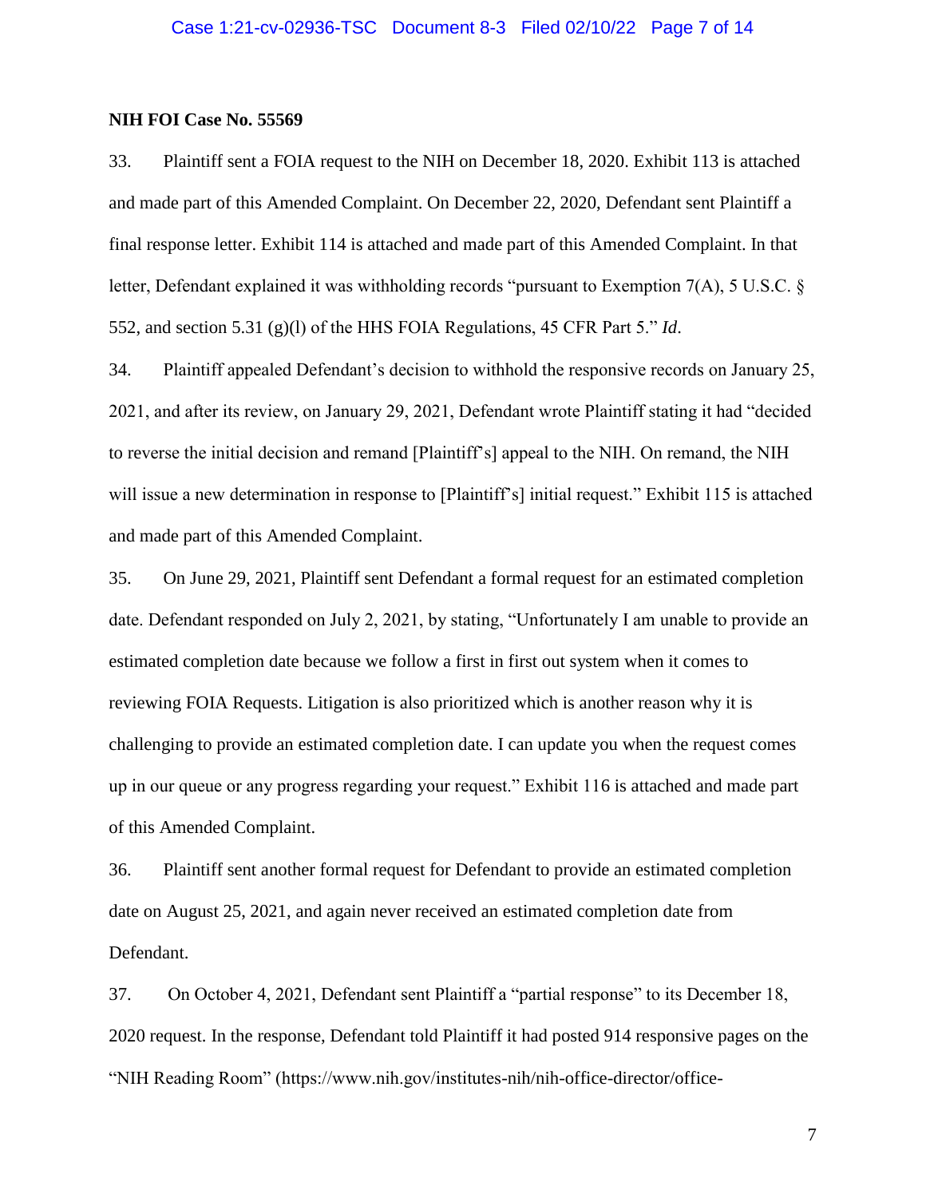**NIH FOI Case No. 55569**

33. Plaintiff sent a FOIA request to the NIH on December 18, 2020. Exhibit 113 is attached and made part of this Amended Complaint. On December 22, 2020, Defendant sent Plaintiff a final response letter. Exhibit 114 is attached and made part of this Amended Complaint. In that letter, Defendant explained it was withholding records "pursuant to Exemption 7(A), 5 U.S.C. § 552, and section 5.31 (g)(l) of the HHS FOIA Regulations, 45 CFR Part 5." *Id*.

34. Plaintiff appealed Defendant's decision to withhold the responsive records on January 25, 2021, and after its review, on January 29, 2021, Defendant wrote Plaintiff stating it had "decided to reverse the initial decision and remand [Plaintiff's] appeal to the NIH. On remand, the NIH will issue a new determination in response to [Plaintiff's] initial request." Exhibit 115 is attached and made part of this Amended Complaint.

35. On June 29, 2021, Plaintiff sent Defendant a formal request for an estimated completion date. Defendant responded on July 2, 2021, by stating, "Unfortunately I am unable to provide an estimated completion date because we follow a first in first out system when it comes to reviewing FOIA Requests. Litigation is also prioritized which is another reason why it is challenging to provide an estimated completion date. I can update you when the request comes up in our queue or any progress regarding your request." Exhibit 116 is attached and made part of this Amended Complaint.

36. Plaintiff sent another formal request for Defendant to provide an estimated completion date on August 25, 2021, and again never received an estimated completion date from Defendant.

37. On October 4, 2021, Defendant sent Plaintiff a "partial response" to its December 18, 2020 request. In the response, Defendant told Plaintiff it had posted 914 responsive pages on the "NIH Reading Room" (https://www.nih.gov/institutes-nih/nih-office-director/office-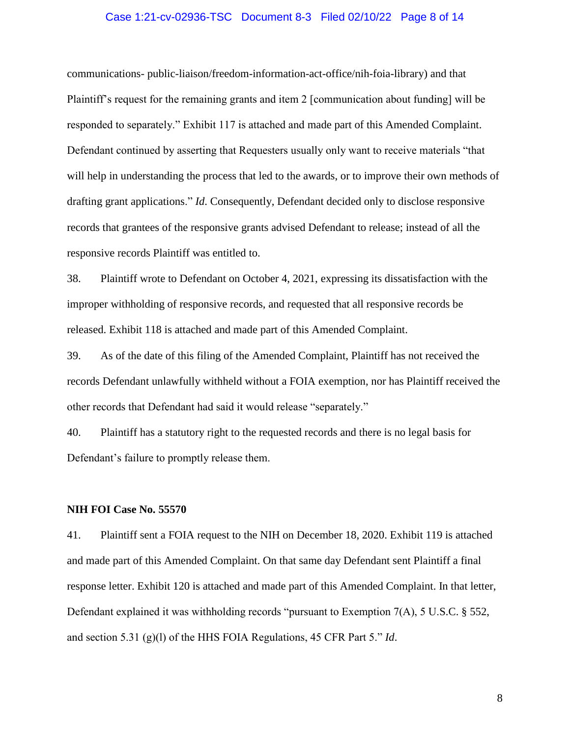communications- public-liaison/freedom-information-act-office/nih-foia-library) and that Plaintiff's request for the remaining grants and item 2 [communication about funding] will be responded to separately." Exhibit 117 is attached and made part of this Amended Complaint. Defendant continued by asserting that Requesters usually only want to receive materials "that will help in understanding the process that led to the awards, or to improve their own methods of drafting grant applications." *Id*. Consequently, Defendant decided only to disclose responsive records that grantees of the responsive grants advised Defendant to release; instead of all the responsive records Plaintiff was entitled to.

38. Plaintiff wrote to Defendant on October 4, 2021, expressing its dissatisfaction with the improper withholding of responsive records, and requested that all responsive records be released. Exhibit 118 is attached and made part of this Amended Complaint.

39. As of the date of this filing of the Amended Complaint, Plaintiff has not received the records Defendant unlawfully withheld without a FOIA exemption, nor has Plaintiff received the other records that Defendant had said it would release "separately."

40. Plaintiff has a statutory right to the requested records and there is no legal basis for Defendant's failure to promptly release them.

**NIH FOI Case No. 55570**

41. Plaintiff sent a FOIA request to the NIH on December 18, 2020. Exhibit 119 is attached and made part of this Amended Complaint. On that same day Defendant sent Plaintiff a final response letter. Exhibit 120 is attached and made part of this Amended Complaint. In that letter, Defendant explained it was withholding records "pursuant to Exemption 7(A), 5 U.S.C. § 552, and section 5.31 (g)(l) of the HHS FOIA Regulations, 45 CFR Part 5." *Id*.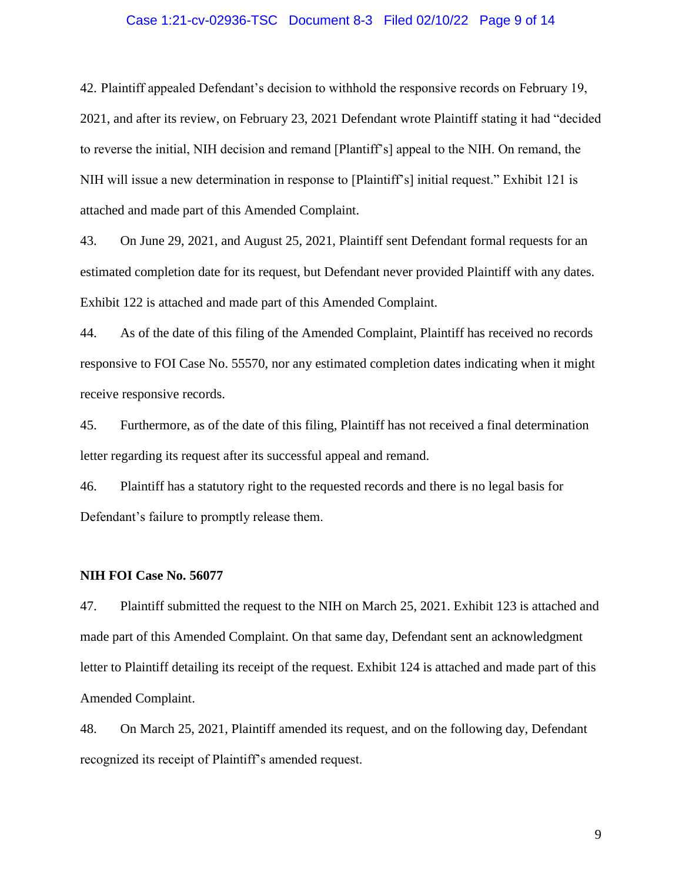42. Plaintiff appealed Defendant's decision to withhold the responsive records on February 19, 2021, and after its review, on February 23, 2021 Defendant wrote Plaintiff stating it had "decided to reverse the initial, NIH decision and remand [Plantiff's] appeal to the NIH. On remand, the NIH will issue a new determination in response to [Plaintiff's] initial request." Exhibit 121 is attached and made part of this Amended Complaint.

43. On June 29, 2021, and August 25, 2021, Plaintiff sent Defendant formal requests for an estimated completion date for its request, but Defendant never provided Plaintiff with any dates. Exhibit 122 is attached and made part of this Amended Complaint.

44. As of the date of this filing of the Amended Complaint, Plaintiff has received no records responsive to FOI Case No. 55570, nor any estimated completion dates indicating when it might receive responsive records.

45. Furthermore, as of the date of this filing, Plaintiff has not received a final determination letter regarding its request after its successful appeal and remand.

46. Plaintiff has a statutory right to the requested records and there is no legal basis for Defendant's failure to promptly release them.

**NIH FOI Case No. 56077**

47. Plaintiff submitted the request to the NIH on March 25, 2021. Exhibit 123 is attached and made part of this Amended Complaint. On that same day, Defendant sent an acknowledgment letter to Plaintiff detailing its receipt of the request. Exhibit 124 is attached and made part of this Amended Complaint.

48. On March 25, 2021, Plaintiff amended its request, and on the following day, Defendant recognized its receipt of Plaintiff's amended request.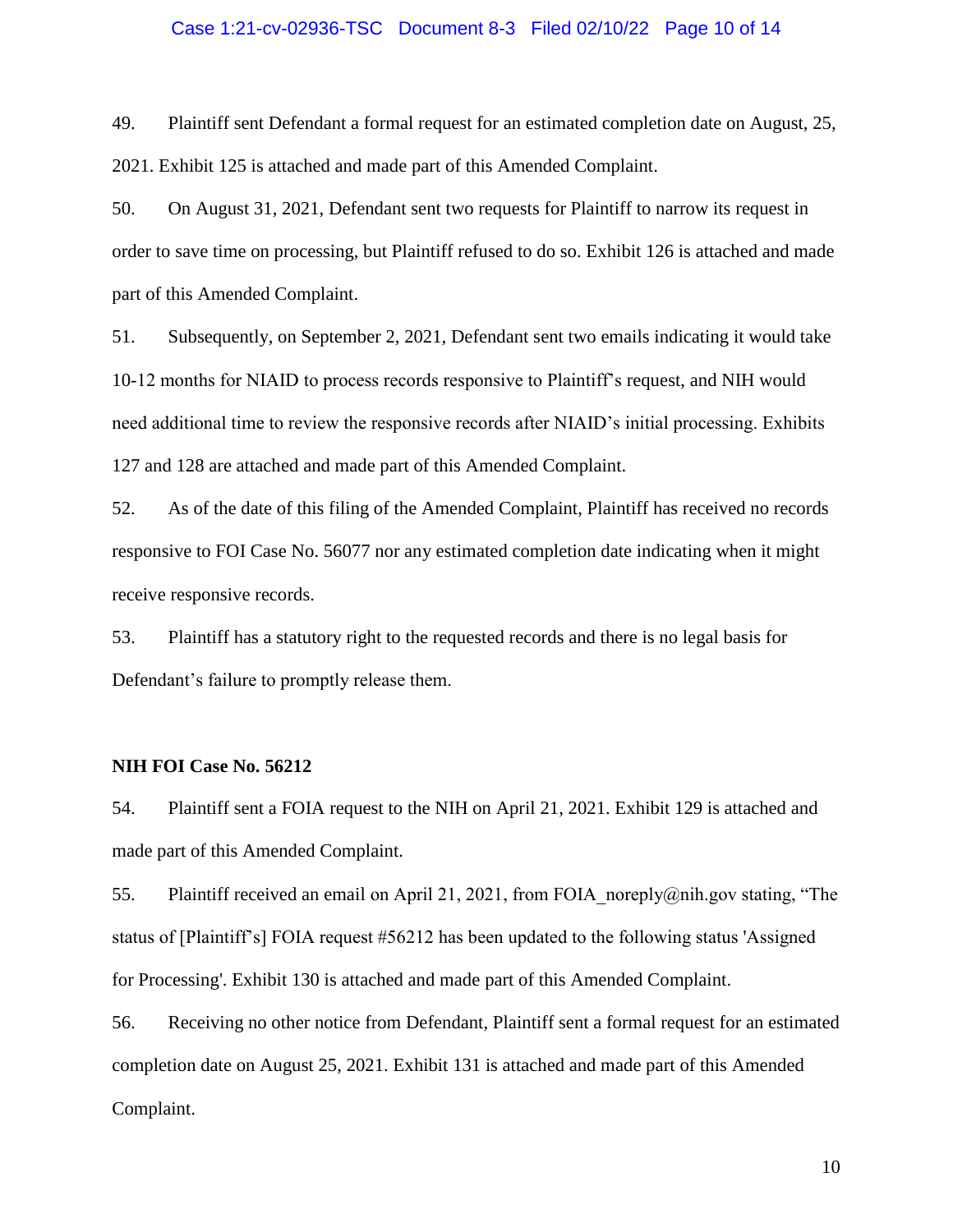49. Plaintiff sent Defendant a formal request for an estimated completion date on August, 25, 2021. Exhibit 125 is attached and made part of this Amended Complaint.

50. On August 31, 2021, Defendant sent two requests for Plaintiff to narrow its request in order to save time on processing, but Plaintiff refused to do so. Exhibit 126 is attached and made part of this Amended Complaint.

51. Subsequently, on September 2, 2021, Defendant sent two emails indicating it would take 10-12 months for NIAID to process records responsive to Plaintiff's request, and NIH would need additional time to review the responsive records after NIAID's initial processing. Exhibits 127 and 128 are attached and made part of this Amended Complaint.

52. As of the date of this filing of the Amended Complaint, Plaintiff has received no records responsive to FOI Case No. 56077 nor any estimated completion date indicating when it might receive responsive records.

53. Plaintiff has a statutory right to the requested records and there is no legal basis for Defendant's failure to promptly release them.

**NIH FOI Case No. 56212**

54. Plaintiff sent a FOIA request to the NIH on April 21, 2021. Exhibit 129 is attached and made part of this Amended Complaint.

55. Plaintiff received an email on April 21, 2021, from FOIA_noreply@nih.gov stating, "The status of [Plaintiff's] FOIA request #56212 has been updated to the following status 'Assigned for Processing'. Exhibit 130 is attached and made part of this Amended Complaint.

56. Receiving no other notice from Defendant, Plaintiff sent a formal request for an estimated completion date on August 25, 2021. Exhibit 131 is attached and made part of this Amended Complaint.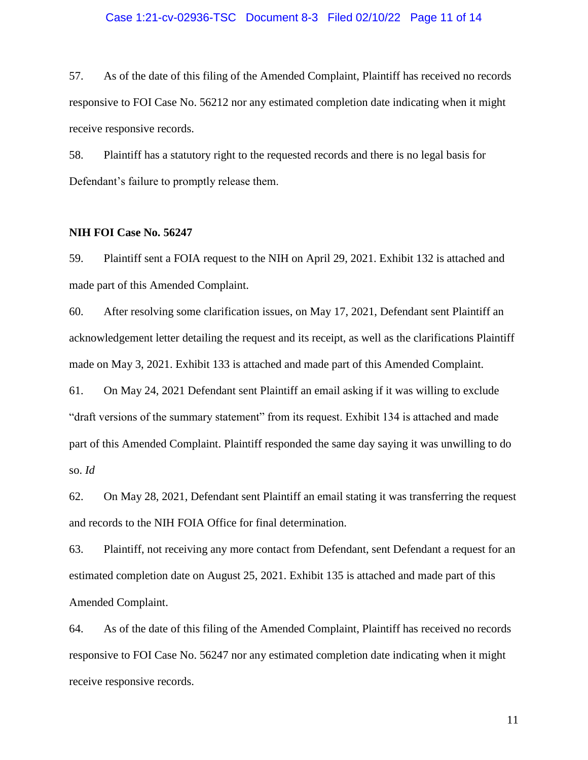57. As of the date of this filing of the Amended Complaint, Plaintiff has received no records responsive to FOI Case No. 56212 nor any estimated completion date indicating when it might receive responsive records.

58. Plaintiff has a statutory right to the requested records and there is no legal basis for Defendant's failure to promptly release them.

**NIH FOI Case No. 56247**

59. Plaintiff sent a FOIA request to the NIH on April 29, 2021. Exhibit 132 is attached and made part of this Amended Complaint.

60. After resolving some clarification issues, on May 17, 2021, Defendant sent Plaintiff an acknowledgement letter detailing the request and its receipt, as well as the clarifications Plaintiff made on May 3, 2021. Exhibit 133 is attached and made part of this Amended Complaint.

61. On May 24, 2021 Defendant sent Plaintiff an email asking if it was willing to exclude "draft versions of the summary statement" from its request. Exhibit 134 is attached and made part of this Amended Complaint. Plaintiff responded the same day saying it was unwilling to do so. *Id*

62. On May 28, 2021, Defendant sent Plaintiff an email stating it was transferring the request and records to the NIH FOIA Office for final determination.

63. Plaintiff, not receiving any more contact from Defendant, sent Defendant a request for an estimated completion date on August 25, 2021. Exhibit 135 is attached and made part of this Amended Complaint.

64. As of the date of this filing of the Amended Complaint, Plaintiff has received no records responsive to FOI Case No. 56247 nor any estimated completion date indicating when it might receive responsive records.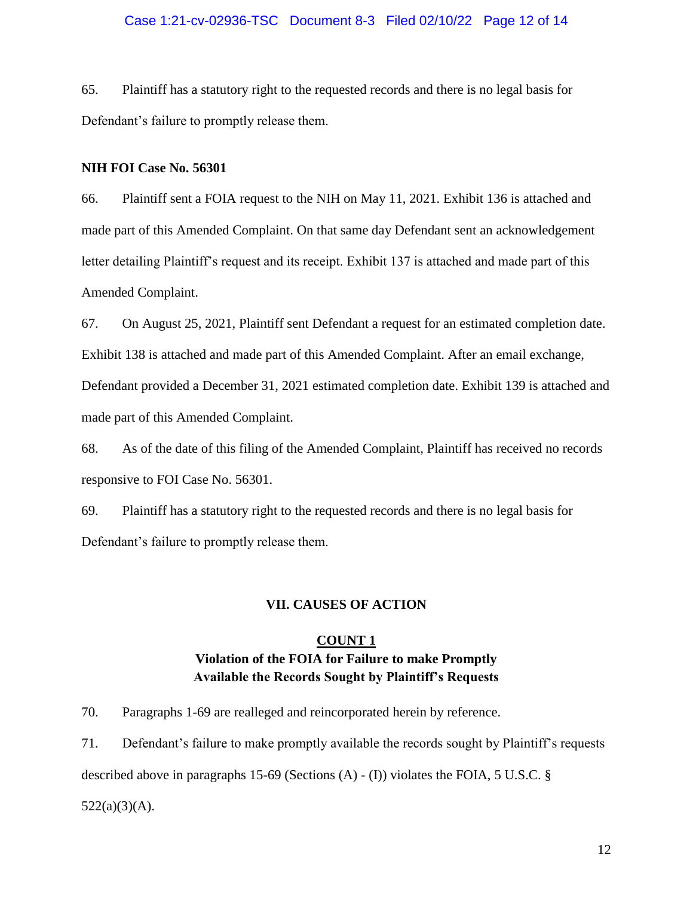65. Plaintiff has a statutory right to the requested records and there is no legal basis for Defendant's failure to promptly release them.

**NIH FOI Case No. 56301**

66. Plaintiff sent a FOIA request to the NIH on May 11, 2021. Exhibit 136 is attached and made part of this Amended Complaint. On that same day Defendant sent an acknowledgement letter detailing Plaintiff's request and its receipt. Exhibit 137 is attached and made part of this Amended Complaint.

67. On August 25, 2021, Plaintiff sent Defendant a request for an estimated completion date. Exhibit 138 is attached and made part of this Amended Complaint. After an email exchange, Defendant provided a December 31, 2021 estimated completion date. Exhibit 139 is attached and made part of this Amended Complaint.

68. As of the date of this filing of the Amended Complaint, Plaintiff has received no records responsive to FOI Case No. 56301.

69. Plaintiff has a statutory right to the requested records and there is no legal basis for Defendant's failure to promptly release them.

## VII. CAUSES OF ACTION

### COUNT 1
### Violation of the FOIA for Failure to make Promptly Available the Records Sought by Plaintiff's Requests

70. Paragraphs 1-69 are realleged and reincorporated herein by reference.

71. Defendant's failure to make promptly available the records sought by Plaintiff's requests described above in paragraphs 15-69 (Sections (A) - (I)) violates the FOIA, 5 U.S.C. § 522(a)(3)(A).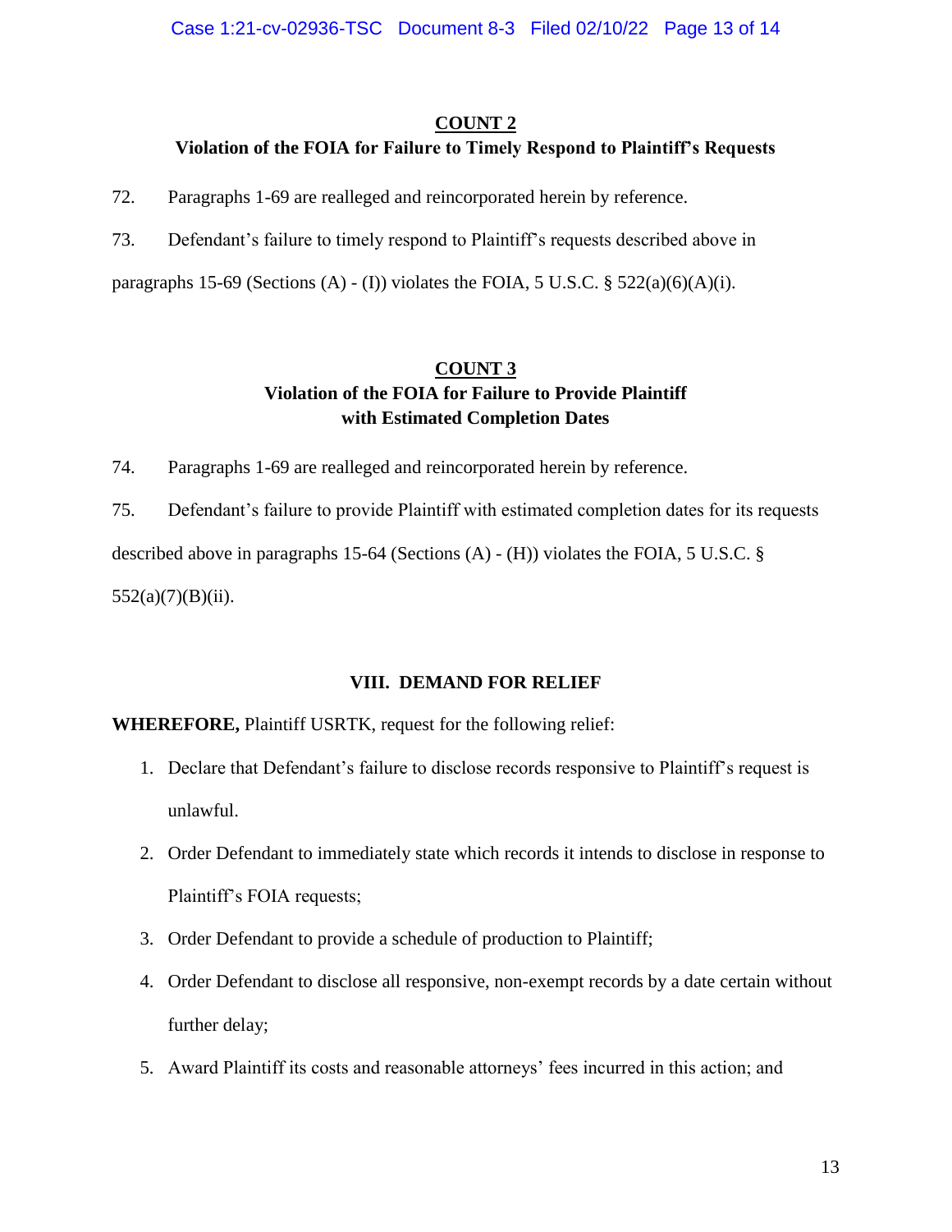**COUNT 2**

**Violation of the FOIA for Failure to Timely Respond to Plaintiff's Requests**

72. Paragraphs 1-69 are realleged and reincorporated herein by reference.

73. Defendant's failure to timely respond to Plaintiff's requests described above in paragraphs 15-69 (Sections (A) - (I)) violates the FOIA, 5 U.S.C. § 522(a)(6)(A)(i).

**COUNT 3**

**Violation of the FOIA for Failure to Provide Plaintiff with Estimated Completion Dates**

74. Paragraphs 1-69 are realleged and reincorporated herein by reference.

75. Defendant's failure to provide Plaintiff with estimated completion dates for its requests described above in paragraphs 15-64 (Sections (A) - (H)) violates the FOIA, 5 U.S.C. § 552(a)(7)(B)(ii).

**VIII. DEMAND FOR RELIEF**

**WHEREFORE,** Plaintiff USRTK, request for the following relief:

1. Declare that Defendant's failure to disclose records responsive to Plaintiff's request is unlawful.
2. Order Defendant to immediately state which records it intends to disclose in response to Plaintiff's FOIA requests;
3. Order Defendant to provide a schedule of production to Plaintiff;
4. Order Defendant to disclose all responsive, non-exempt records by a date certain without further delay;
5. Award Plaintiff its costs and reasonable attorneys' fees incurred in this action; and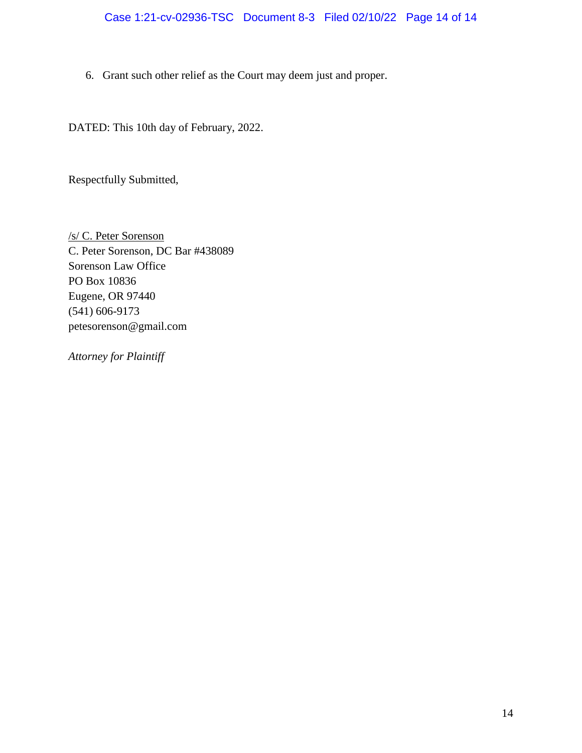6. Grant such other relief as the Court may deem just and proper.

DATED: This 10th day of February, 2022.

Respectfully Submitted,

/s/ C. Peter Sorenson  
C. Peter Sorenson, DC Bar #438089  
Sorenson Law Office  
PO Box 10836  
Eugene, OR 97440  
(541) 606-9173  
petesorenson@gmail.com

*Attorney for Plaintiff*